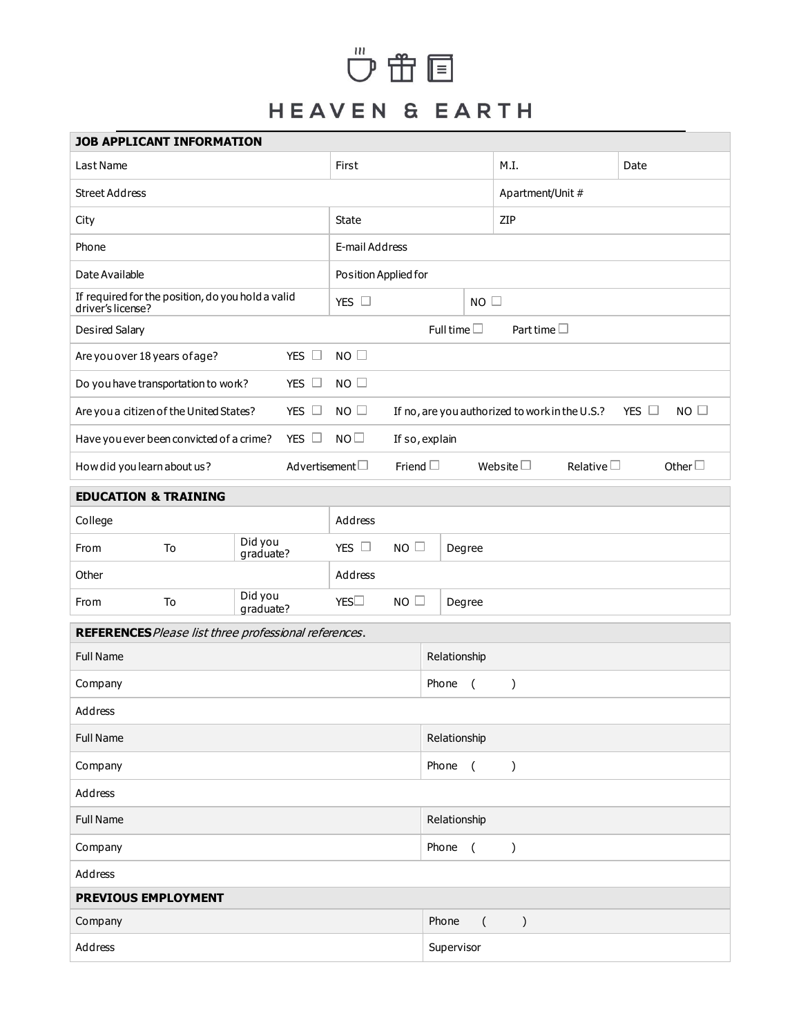# HEAVEN & EARTH

## JOB APPLICANT INFORMATION

| Last Name | First | M.I. | Date |
|---|---|---|---|
| Street Address | | Apartment/Unit # | |
| City | State | ZIP | |
| Phone | E-mail Address | | |
| Date Available | Position Applied for | | |
| If required for the position, do you hold a valid driver's license? | YES ☐ | NO ☐ | |

| Desired Salary | Full time ☐ | Part time ☐ |
|---|---|---|

| Are you over 18 years of age? | YES ☐ | NO ☐ | | | |
|---|---|---|---|---|---|
| Do you have transportation to work? | YES ☐ | NO ☐ | | | |
| Are you a citizen of the United States? | YES ☐ | NO ☐ | If no, are you authorized to work in the U.S.? | YES ☐ | NO ☐ |
| Have you ever been convicted of a crime? | YES ☐ | NO ☐ | If so, explain | | |
| How did you learn about us? | Advertisement ☐ | Friend ☐ | Website ☐ | Relative ☐ | Other ☐ |

## EDUCATION & TRAINING

| College | | | Address | | |
|---|---|---|---|---|---|
| From | To | Did you graduate? | YES ☐ | NO ☐ | Degree |
| Other | | | Address | | |
| From | To | Did you graduate? | YES ☐ | NO ☐ | Degree |

## REFERENCES *Please list three professional references.*

| Full Name | Relationship |
|---|---|
| Company | Phone ( ) |
| Address | |
| Full Name | Relationship |
| Company | Phone ( ) |
| Address | |
| Full Name | Relationship |
| Company | Phone ( ) |
| Address | |

## PREVIOUS EMPLOYMENT

| Company | Phone ( ) |
|---|---|
| Address | Supervisor |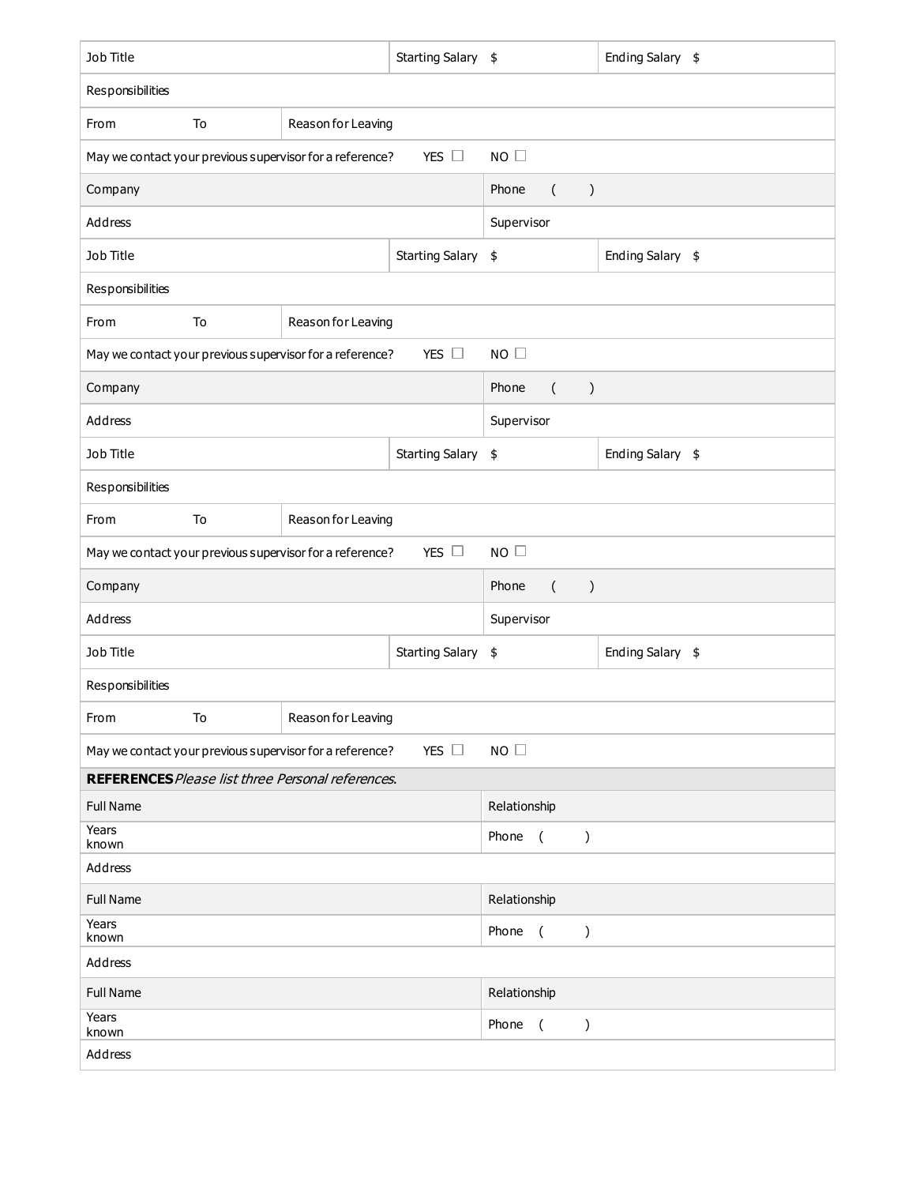| Job Title | | Starting Salary $ | | Ending Salary $ |
|---|---|---|---|---|
| Responsibilities | | | | |
| From | To | Reason for Leaving | | |
| May we contact your previous supervisor for a reference? | | YES ☐ | NO ☐ | |
| Company | | | Phone ( ) | |
| Address | | | Supervisor | |
| Job Title | | Starting Salary $ | | Ending Salary $ |
| Responsibilities | | | | |
| From | To | Reason for Leaving | | |
| May we contact your previous supervisor for a reference? | | YES ☐ | NO ☐ | |
| Company | | | Phone ( ) | |
| Address | | | Supervisor | |
| Job Title | | Starting Salary $ | | Ending Salary $ |
| Responsibilities | | | | |
| From | To | Reason for Leaving | | |
| May we contact your previous supervisor for a reference? | | YES ☐ | NO ☐ | |
| Company | | | Phone ( ) | |
| Address | | | Supervisor | |
| Job Title | | Starting Salary $ | | Ending Salary $ |
| Responsibilities | | | | |
| From | To | Reason for Leaving | | |
| May we contact your previous supervisor for a reference? | | YES ☐ | NO ☐ | |

**REFERENCES** *Please list three Personal references.*

| Full Name | Relationship |
|---|---|
| Years known | Phone ( ) |
| Address | |
| Full Name | Relationship |
| Years known | Phone ( ) |
| Address | |
| Full Name | Relationship |
| Years known | Phone ( ) |
| Address | |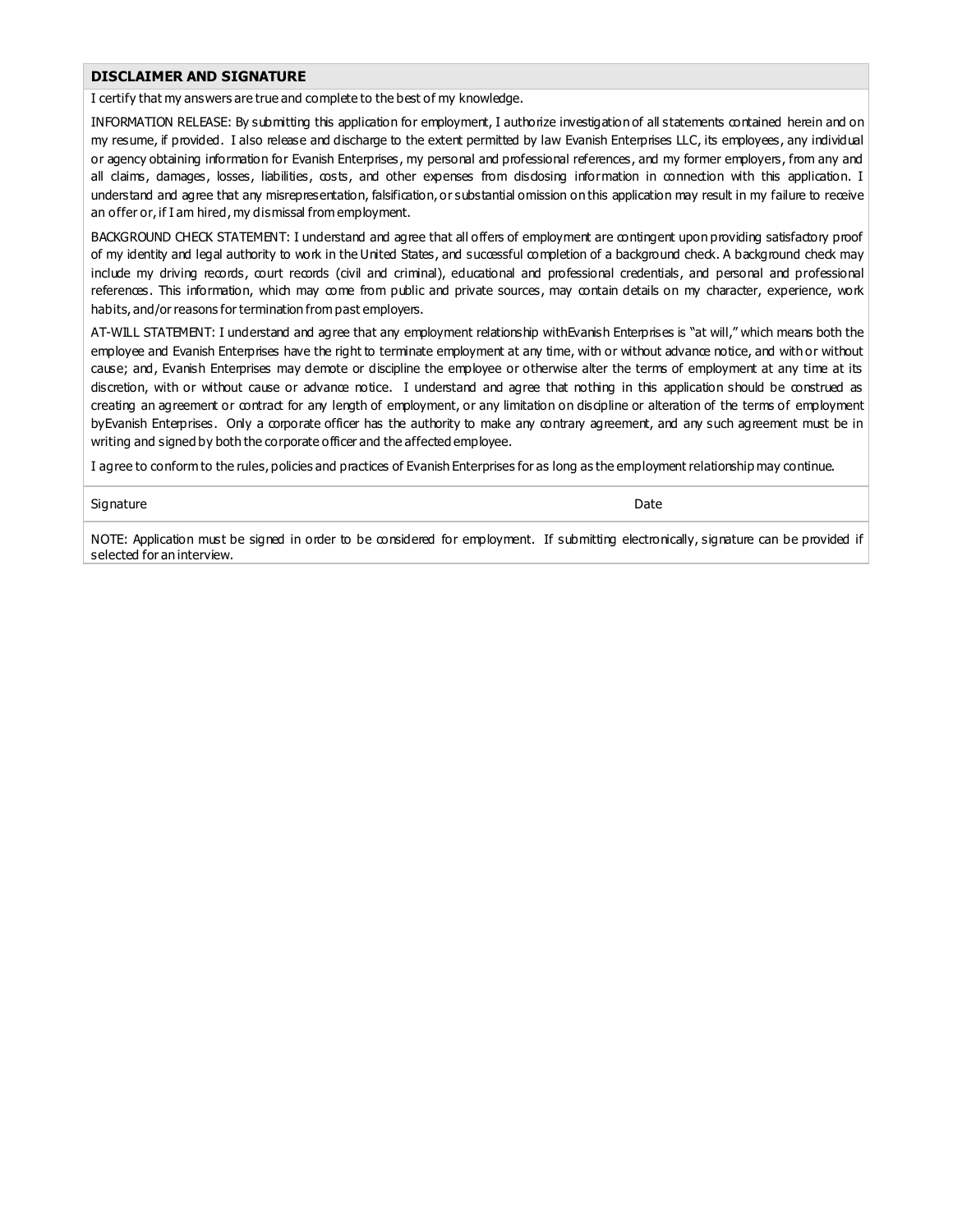## DISCLAIMER AND SIGNATURE

I certify that my answers are true and complete to the best of my knowledge.

INFORMATION RELEASE: By submitting this application for employment, I authorize investigation of all statements contained herein and on my resume, if provided. I also release and discharge to the extent permitted by law Evanish Enterprises LLC, its employees, any individual or agency obtaining information for Evanish Enterprises, my personal and professional references, and my former employers, from any and all claims, damages, losses, liabilities, costs, and other expenses from disclosing information in connection with this application. I understand and agree that any misrepresentation, falsification, or substantial omission on this application may result in my failure to receive an offer or, if I am hired, my dismissal from employment.

BACKGROUND CHECK STATEMENT: I understand and agree that all offers of employment are contingent upon providing satisfactory proof of my identity and legal authority to work in the United States, and successful completion of a background check. A background check may include my driving records, court records (civil and criminal), educational and professional credentials, and personal and professional references. This information, which may come from public and private sources, may contain details on my character, experience, work habits, and/or reasons for termination from past employers.

AT-WILL STATEMENT: I understand and agree that any employment relationship withEvanish Enterprises is "at will," which means both the employee and Evanish Enterprises have the right to terminate employment at any time, with or without advance notice, and with or without cause; and, Evanish Enterprises may demote or discipline the employee or otherwise alter the terms of employment at any time at its discretion, with or without cause or advance notice. I understand and agree that nothing in this application should be construed as creating an agreement or contract for any length of employment, or any limitation on discipline or alteration of the terms of employment byEvanish Enterprises. Only a corporate officer has the authority to make any contrary agreement, and any such agreement must be in writing and signed by both the corporate officer and the affected employee.

I agree to conform to the rules, policies and practices of Evanish Enterprises for as long as the employment relationship may continue.

| | |
|---|---|
| Signature | Date |

NOTE: Application must be signed in order to be considered for employment. If submitting electronically, signature can be provided if selected for an interview.